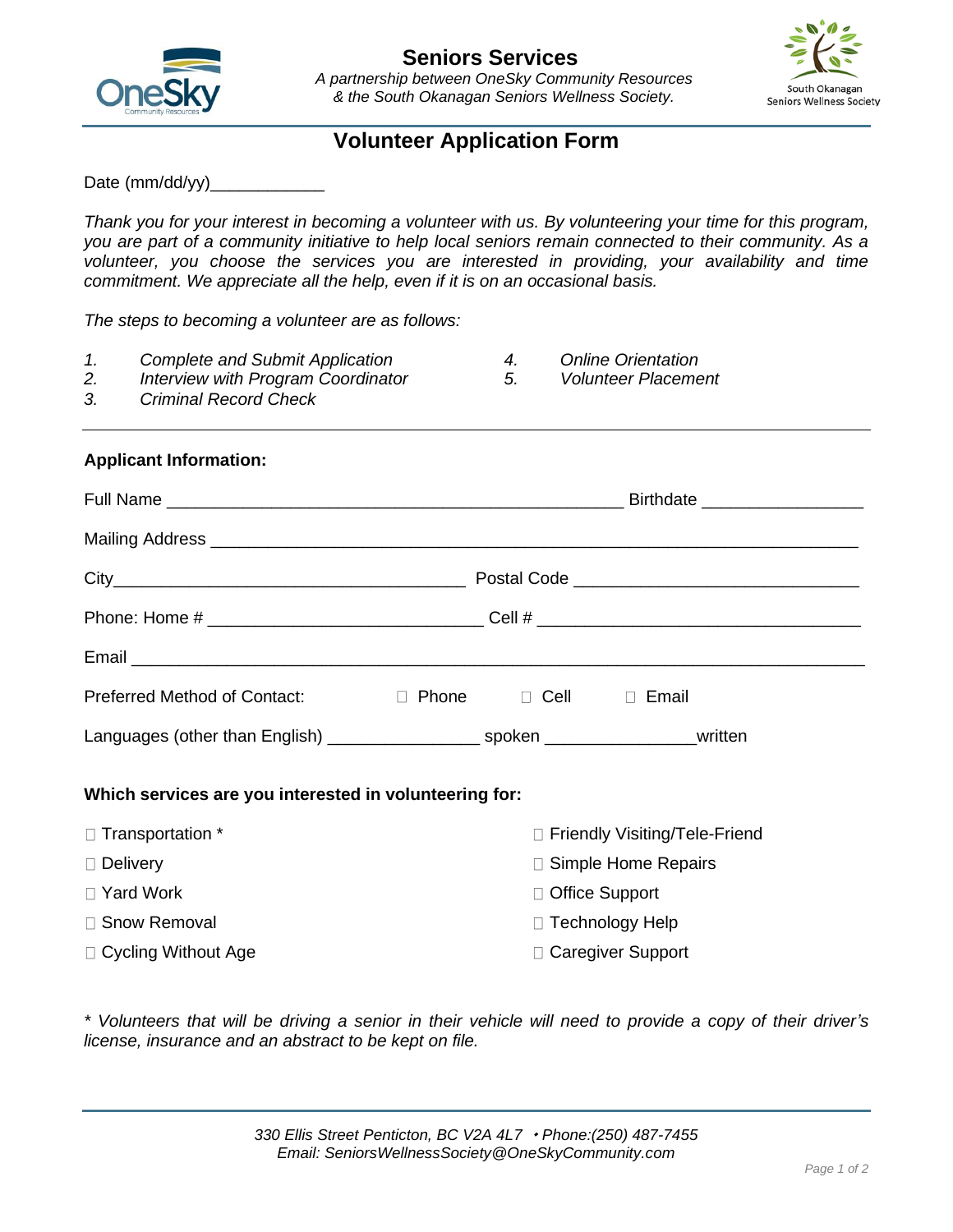# Seniors Services

*A partnership between OneSky Community Resources & the South Okanagan Seniors Wellness Society.*

## Volunteer Application Form

Date (mm/dd/yy)____________

*Thank you for your interest in becoming a volunteer with us. By volunteering your time for this program, you are part of a community initiative to help local seniors remain connected to their community. As a volunteer, you choose the services you are interested in providing, your availability and time commitment. We appreciate all the help, even if it is on an occasional basis.*

*The steps to becoming a volunteer are as follows:*

1. *Complete and Submit Application*
2. *Interview with Program Coordinator*
3. *Criminal Record Check*
4. *Online Orientation*
5. *Volunteer Placement*

---

**Applicant Information:**

Full Name _______________________________________________ Birthdate ________________

Mailing Address ______________________________________________________________________

City____________________________________ Postal Code ______________________________

Phone: Home # ____________________________ Cell # __________________________________

Email ____________________________________________________________________________

Preferred Method of Contact: ☐ Phone ☐ Cell ☐ Email

Languages (other than English) _______________ spoken _______________written

**Which services are you interested in volunteering for:**

☐ Transportation *
☐ Delivery
☐ Yard Work
☐ Snow Removal
☐ Cycling Without Age
☐ Friendly Visiting/Tele-Friend
☐ Simple Home Repairs
☐ Office Support
☐ Technology Help
☐ Caregiver Support

*\* Volunteers that will be driving a senior in their vehicle will need to provide a copy of their driver's license, insurance and an abstract to be kept on file.*

*330 Ellis Street Penticton, BC V2A 4L7 • Phone:(250) 487-7455*
*Email: SeniorsWellnessSociety@OneSkyCommunity.com*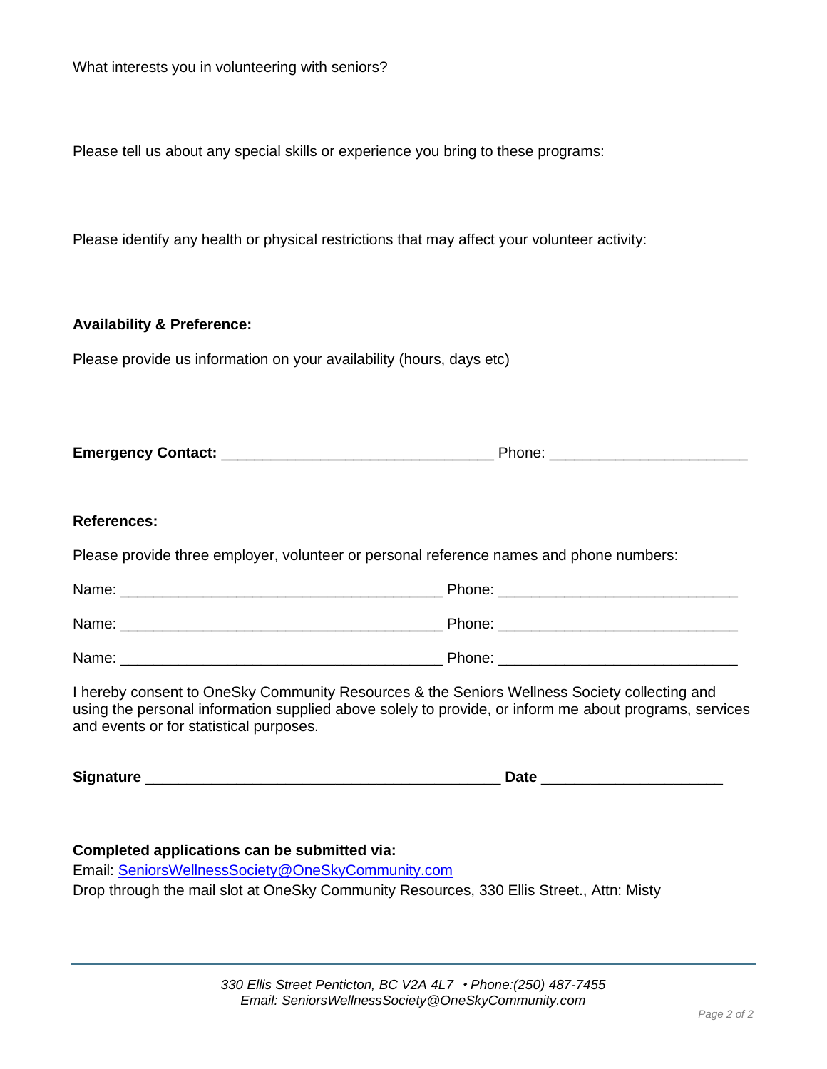What interests you in volunteering with seniors?

Please tell us about any special skills or experience you bring to these programs:

Please identify any health or physical restrictions that may affect your volunteer activity:

**Availability & Preference:**

Please provide us information on your availability (hours, days etc)

**Emergency Contact:** ________________________________ Phone: _______________________

**References:**

Please provide three employer, volunteer or personal reference names and phone numbers:

Name: _______________________________________ Phone: _____________________________

Name: _______________________________________ Phone: _____________________________

Name: _______________________________________ Phone: _____________________________

I hereby consent to OneSky Community Resources & the Seniors Wellness Society collecting and using the personal information supplied above solely to provide, or inform me about programs, services and events or for statistical purposes.

**Signature** __________________________________________ **Date** _____________________

**Completed applications can be submitted via:**
Email: [SeniorsWellnessSociety@OneSkyCommunity.com](mailto:SeniorsWellnessSociety@OneSkyCommunity.com)
Drop through the mail slot at OneSky Community Resources, 330 Ellis Street., Attn: Misty

*330 Ellis Street Penticton, BC V2A 4L7 • Phone:(250) 487-7455*
*Email: SeniorsWellnessSociety@OneSkyCommunity.com*